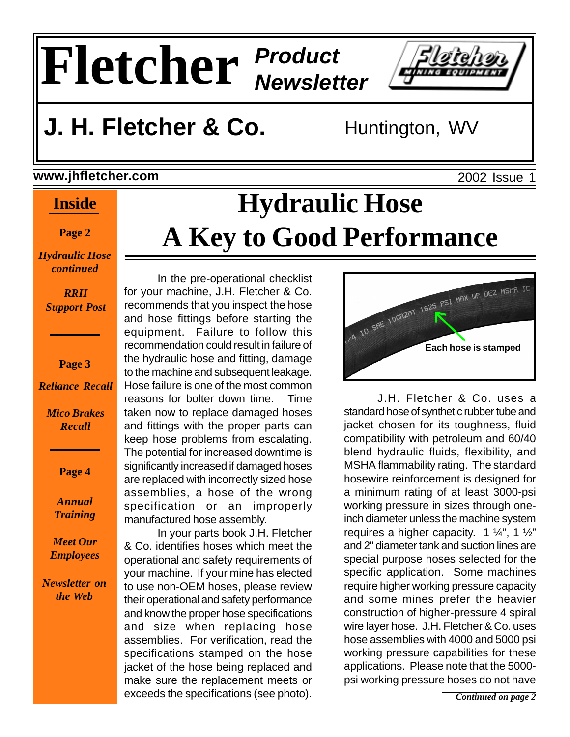# Fletcher Product Newsletter

## J. H. Fletcher & Co. Huntington, WV

www.jhfletcher.com

2002 Issue 1

**Inside**

**Page 2**

*Hydraulic Hose continued*

*RRII Support Post*

**Page 3**

*Reliance Recall*

*Mico Brakes Recall*

**Page 4**

*Annual Training*

*Meet Our Employees*

*Newsletter on the Web*

# Hydraulic Hose A Key to Good Performance

In the pre-operational checklist for your machine, J.H. Fletcher & Co. recommends that you inspect the hose and hose fittings before starting the equipment. Failure to follow this recommendation could result in failure of the hydraulic hose and fitting, damage to the machine and subsequent leakage. Hose failure is one of the most common reasons for bolter down time. Time taken now to replace damaged hoses and fittings with the proper parts can keep hose problems from escalating. The potential for increased downtime is significantly increased if damaged hoses are replaced with incorrectly sized hose assemblies, a hose of the wrong specification or an improperly manufactured hose assembly.

In your parts book J.H. Fletcher & Co. identifies hoses which meet the operational and safety requirements of your machine. If your mine has elected to use non-OEM hoses, please review their operational and safety performance and know the proper hose specifications and size when replacing hose assemblies. For verification, read the specifications stamped on the hose jacket of the hose being replaced and make sure the replacement meets or exceeds the specifications (see photo).

/4 ID SAE 100R2AT 1625 PSI MAX WP DE2 MSHA IC-

**Each hose is stamped**

J.H. Fletcher & Co. uses a standard hose of synthetic rubber tube and jacket chosen for its toughness, fluid compatibility with petroleum and 60/40 blend hydraulic fluids, flexibility, and MSHA flammability rating. The standard hosewire reinforcement is designed for a minimum rating of at least 3000-psi working pressure in sizes through one-inch diameter unless the machine system requires a higher capacity. 1 ¼", 1 ½" and 2" diameter tank and suction lines are special purpose hoses selected for the specific application. Some machines require higher working pressure capacity and some mines prefer the heavier construction of higher-pressure 4 spiral wire layer hose. J.H. Fletcher & Co. uses hose assemblies with 4000 and 5000 psi working pressure capabilities for these applications. Please note that the 5000-psi working pressure hoses do not have

*Continued on page 2*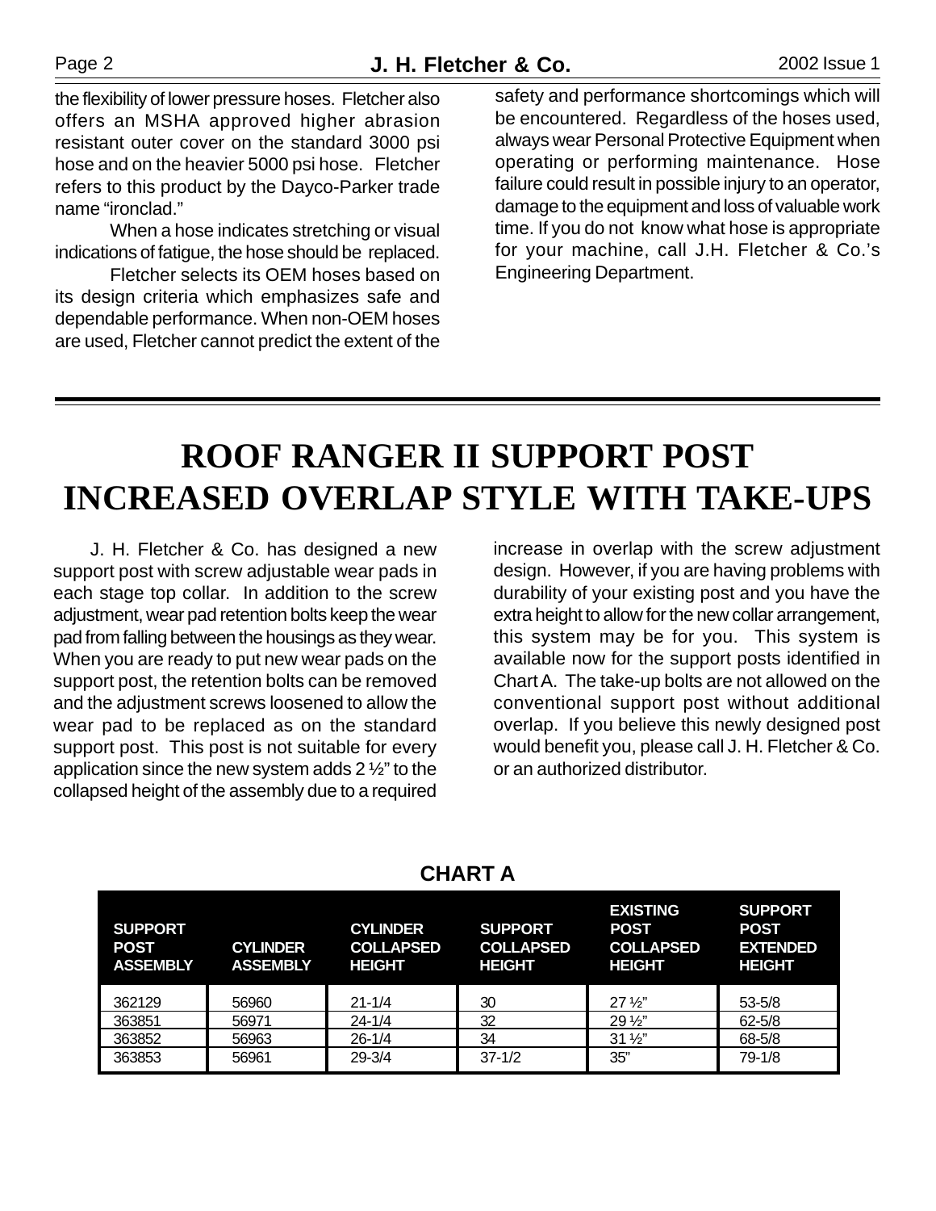the flexibility of lower pressure hoses. Fletcher also offers an MSHA approved higher abrasion resistant outer cover on the standard 3000 psi hose and on the heavier 5000 psi hose. Fletcher refers to this product by the Dayco-Parker trade name "ironclad."

When a hose indicates stretching or visual indications of fatigue, the hose should be replaced.

Fletcher selects its OEM hoses based on its design criteria which emphasizes safe and dependable performance. When non-OEM hoses are used, Fletcher cannot predict the extent of the safety and performance shortcomings which will be encountered. Regardless of the hoses used, always wear Personal Protective Equipment when operating or performing maintenance. Hose failure could result in possible injury to an operator, damage to the equipment and loss of valuable work time. If you do not know what hose is appropriate for your machine, call J.H. Fletcher & Co.'s Engineering Department.

# ROOF RANGER II SUPPORT POST INCREASED OVERLAP STYLE WITH TAKE-UPS

J. H. Fletcher & Co. has designed a new support post with screw adjustable wear pads in each stage top collar. In addition to the screw adjustment, wear pad retention bolts keep the wear pad from falling between the housings as they wear. When you are ready to put new wear pads on the support post, the retention bolts can be removed and the adjustment screws loosened to allow the wear pad to be replaced as on the standard support post. This post is not suitable for every application since the new system adds 2 ½" to the collapsed height of the assembly due to a required increase in overlap with the screw adjustment design. However, if you are having problems with durability of your existing post and you have the extra height to allow for the new collar arrangement, this system may be for you. This system is available now for the support posts identified in Chart A. The take-up bolts are not allowed on the conventional support post without additional overlap. If you believe this newly designed post would benefit you, please call J. H. Fletcher & Co. or an authorized distributor.

**CHART A**

| SUPPORT POST ASSEMBLY | CYLINDER ASSEMBLY | CYLINDER COLLAPSED HEIGHT | SUPPORT COLLAPSED HEIGHT | EXISTING POST COLLAPSED HEIGHT | SUPPORT POST EXTENDED HEIGHT |
|---|---|---|---|---|---|
| 362129 | 56960 | 21-1/4 | 30 | 27 ½" | 53-5/8 |
| 363851 | 56971 | 24-1/4 | 32 | 29 ½" | 62-5/8 |
| 363852 | 56963 | 26-1/4 | 34 | 31 ½" | 68-5/8 |
| 363853 | 56961 | 29-3/4 | 37-1/2 | 35" | 79-1/8 |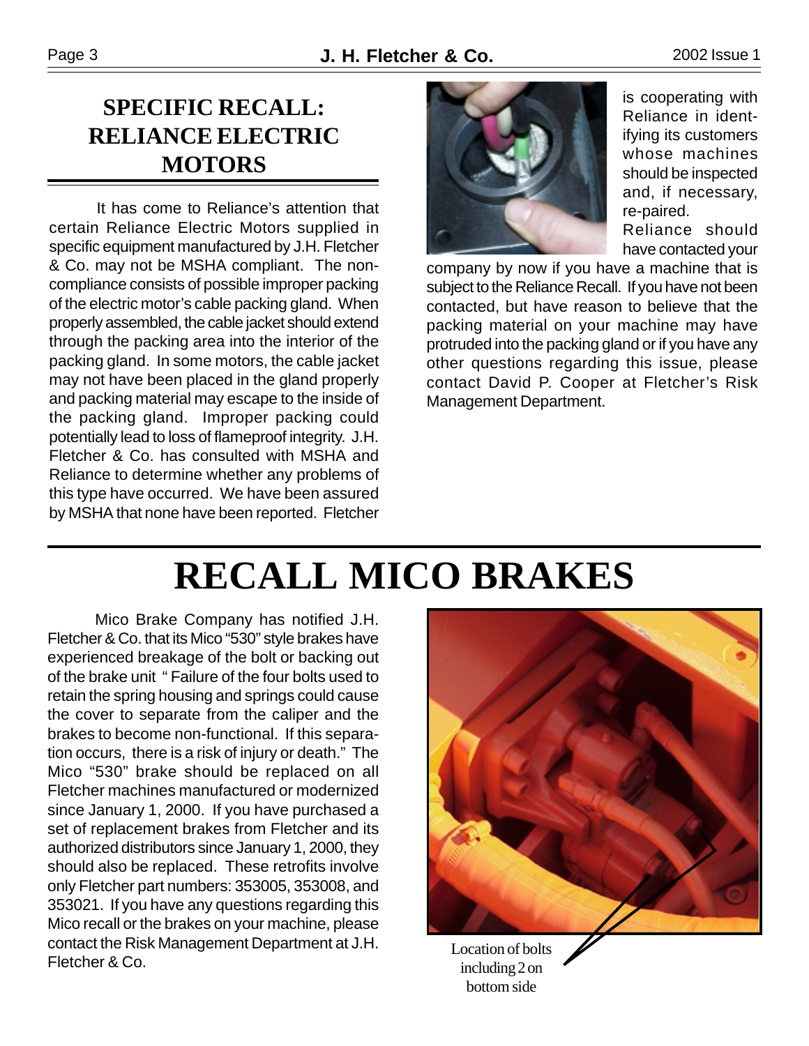## SPECIFIC RECALL: RELIANCE ELECTRIC MOTORS

It has come to Reliance's attention that certain Reliance Electric Motors supplied in specific equipment manufactured by J.H. Fletcher & Co. may not be MSHA compliant. The non-compliance consists of possible improper packing of the electric motor's cable packing gland. When properly assembled, the cable jacket should extend through the packing area into the interior of the packing gland. In some motors, the cable jacket may not have been placed in the gland properly and packing material may escape to the inside of the packing gland. Improper packing could potentially lead to loss of flameproof integrity. J.H. Fletcher & Co. has consulted with MSHA and Reliance to determine whether any problems of this type have occurred. We have been assured by MSHA that none have been reported. Fletcher is cooperating with Reliance in identifying its customers whose machines should be inspected and, if necessary, re-paired.

Reliance should have contacted your company by now if you have a machine that is subject to the Reliance Recall. If you have not been contacted, but have reason to believe that the packing material on your machine may have protruded into the packing gland or if you have any other questions regarding this issue, please contact David P. Cooper at Fletcher's Risk Management Department.

# RECALL MICO BRAKES

Mico Brake Company has notified J.H. Fletcher & Co. that its Mico "530" style brakes have experienced breakage of the bolt or backing out of the brake unit " Failure of the four bolts used to retain the spring housing and springs could cause the cover to separate from the caliper and the brakes to become non-functional. If this separation occurs, there is a risk of injury or death." The Mico "530" brake should be replaced on all Fletcher machines manufactured or modernized since January 1, 2000. If you have purchased a set of replacement brakes from Fletcher and its authorized distributors since January 1, 2000, they should also be replaced. These retrofits involve only Fletcher part numbers: 353005, 353008, and 353021. If you have any questions regarding this Mico recall or the brakes on your machine, please contact the Risk Management Department at J.H. Fletcher & Co.

Location of bolts including 2 on bottom side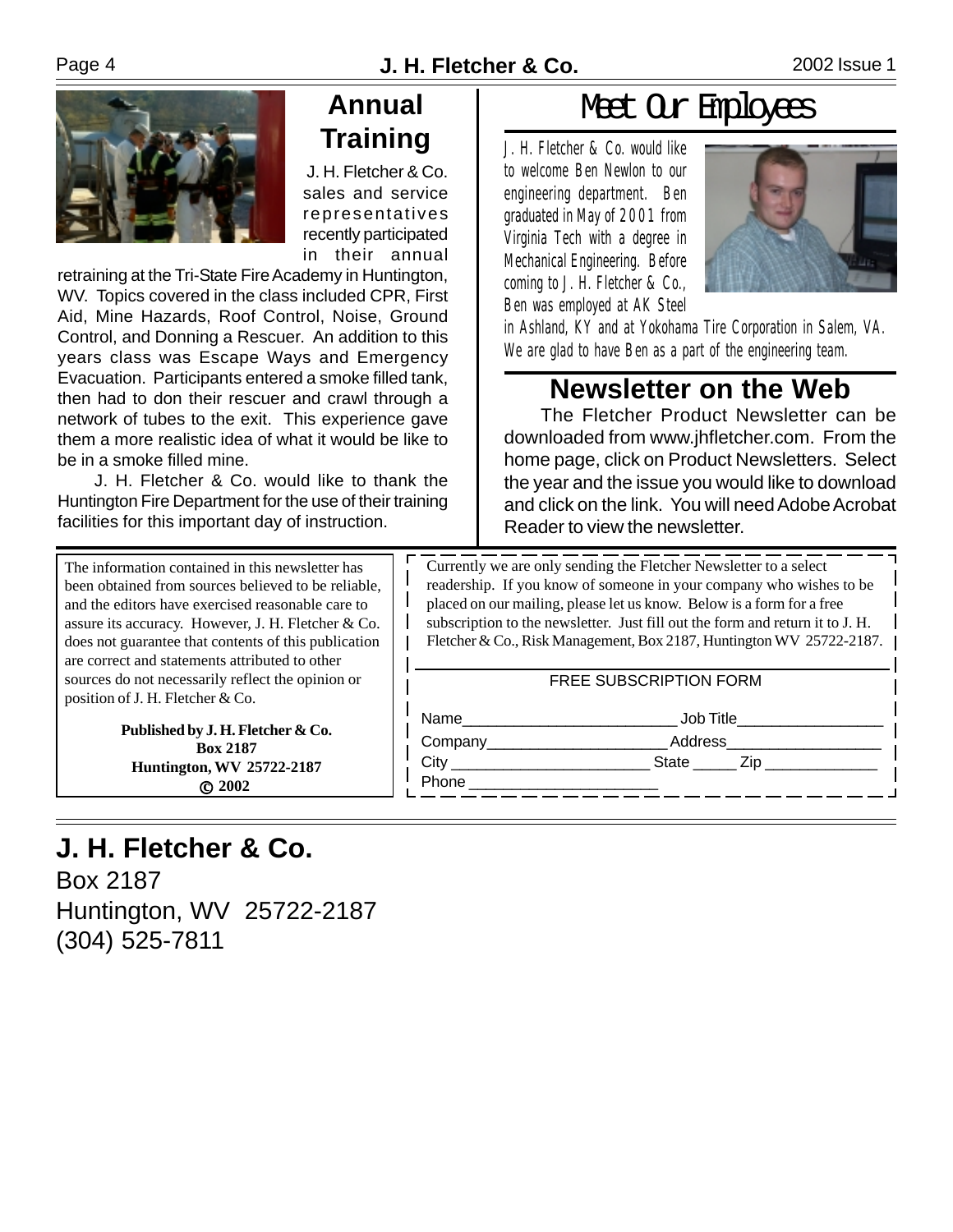## Annual Training

J. H. Fletcher & Co. sales and service representatives recently participated in their annual retraining at the Tri-State Fire Academy in Huntington, WV. Topics covered in the class included CPR, First Aid, Mine Hazards, Roof Control, Noise, Ground Control, and Donning a Rescuer. An addition to this years class was Escape Ways and Emergency Evacuation. Participants entered a smoke filled tank, then had to don their rescuer and crawl through a network of tubes to the exit. This experience gave them a more realistic idea of what it would be like to be in a smoke filled mine.

J. H. Fletcher & Co. would like to thank the Huntington Fire Department for the use of their training facilities for this important day of instruction.

## Meet Our Employees

J. H. Fletcher & Co. would like to welcome Ben Newlon to our engineering department. Ben graduated in May of 2001 from Virginia Tech with a degree in Mechanical Engineering. Before coming to J. H. Fletcher & Co., Ben was employed at AK Steel in Ashland, KY and at Yokohama Tire Corporation in Salem, VA. We are glad to have Ben as a part of the engineering team.

## Newsletter on the Web

The Fletcher Product Newsletter can be downloaded from www.jhfletcher.com. From the home page, click on Product Newsletters. Select the year and the issue you would like to download and click on the link. You will need Adobe Acrobat Reader to view the newsletter.

---

The information contained in this newsletter has been obtained from sources believed to be reliable, and the editors have exercised reasonable care to assure its accuracy. However, J. H. Fletcher & Co. does not guarantee that contents of this publication are correct and statements attributed to other sources do not necessarily reflect the opinion or position of J. H. Fletcher & Co.

**Published by J. H. Fletcher & Co.**
**Box 2187**
**Huntington, WV 25722-2187**
**© 2002**

---

Currently we are only sending the Fletcher Newsletter to a select readership. If you know of someone in your company who wishes to be placed on our mailing, please let us know. Below is a form for a free subscription to the newsletter. Just fill out the form and return it to J. H. Fletcher & Co., Risk Management, Box 2187, Huntington WV 25722-2187.

FREE SUBSCRIPTION FORM

Name_________________________ Job Title_________________

Company_____________________ Address__________________

City _______________________ State _____ Zip _____________

Phone ______________________

---

**J. H. Fletcher & Co.**
Box 2187
Huntington, WV 25722-2187
(304) 525-7811